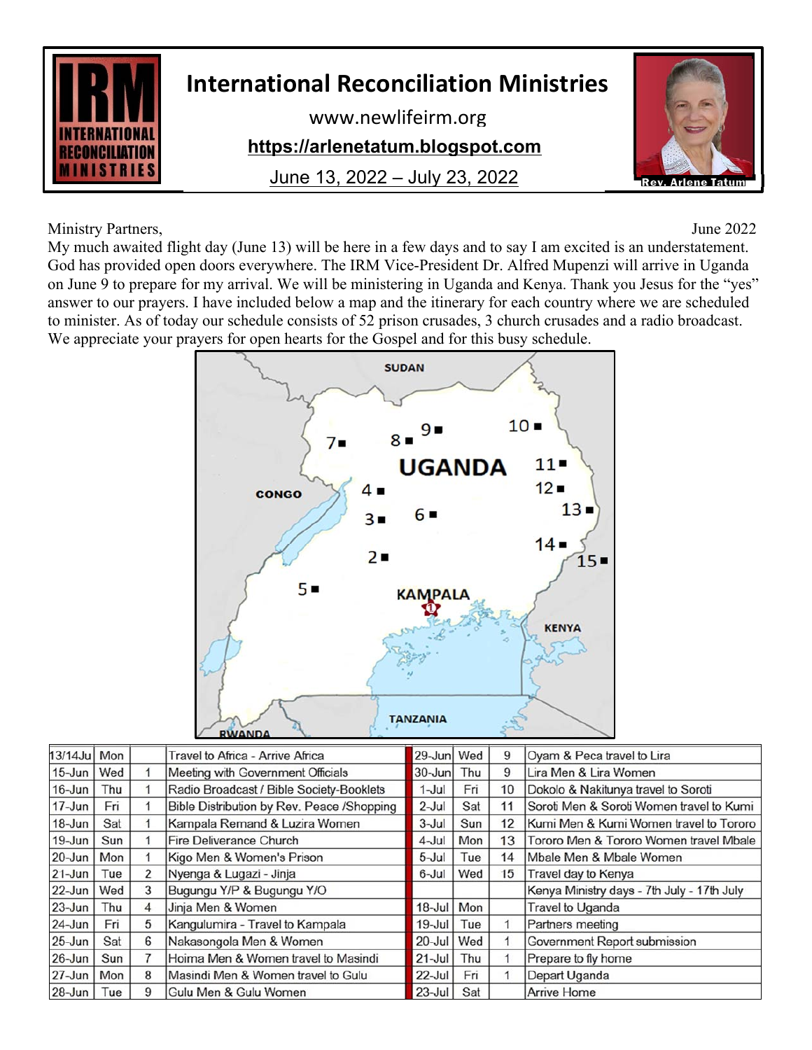# International Reconciliation Ministries

www.newlifeirm.org

**https://arlenetatum.blogspot.com**

June 13, 2022 – July 23, 2022

Rev. Arlene Tatum

Ministry Partners, June 2022

My much awaited flight day (June 13) will be here in a few days and to say I am excited is an understatement. God has provided open doors everywhere. The IRM Vice-President Dr. Alfred Mupenzi will arrive in Uganda on June 9 to prepare for my arrival. We will be ministering in Uganda and Kenya. Thank you Jesus for the "yes" answer to our prayers. I have included below a map and the itinerary for each country where we are scheduled to minister. As of today our schedule consists of 52 prison crusades, 3 church crusades and a radio broadcast. We appreciate your prayers for open hearts for the Gospel and for this busy schedule.

| Date | Day | # | Activity |
|---|---|---|---|
| 13/14Ju | Mon | | Travel to Africa - Arrive Africa |
| 15-Jun | Wed | 1 | Meeting with Government Officials |
| 16-Jun | Thu | 1 | Radio Broadcast / Bible Society-Booklets |
| 17-Jun | Fri | 1 | Bible Distribution by Rev. Peace /Shopping |
| 18-Jun | Sat | 1 | Kampala Remand & Luzira Women |
| 19-Jun | Sun | 1 | Fire Deliverance Church |
| 20-Jun | Mon | 1 | Kigo Men & Women's Prison |
| 21-Jun | Tue | 2 | Nyenga & Lugazi - Jinja |
| 22-Jun | Wed | 3 | Bugungu Y/P & Bugungu Y/O |
| 23-Jun | Thu | 4 | Jinja Men & Women |
| 24-Jun | Fri | 5 | Kangulumira - Travel to Kampala |
| 25-Jun | Sat | 6 | Nakasongola Men & Women |
| 26-Jun | Sun | 7 | Hoima Men & Women travel to Masindi |
| 27-Jun | Mon | 8 | Masindi Men & Women travel to Gulu |
| 28-Jun | Tue | 9 | Gulu Men & Gulu Women |
| 29-Jun | Wed | 9 | Oyam & Peca travel to Lira |
| 30-Jun | Thu | 9 | Lira Men & Lira Women |
| 1-Jul | Fri | 10 | Dokolo & Nakitunya travel to Soroti |
| 2-Jul | Sat | 11 | Soroti Men & Soroti Women travel to Kumi |
| 3-Jul | Sun | 12 | Kumi Men & Kumi Women travel to Tororo |
| 4-Jul | Mon | 13 | Tororo Men & Tororo Women travel Mbale |
| 5-Jul | Tue | 14 | Mbale Men & Mbale Women |
| 6-Jul | Wed | 15 | Travel day to Kenya |
| | | | Kenya Ministry days - 7th July - 17th July |
| 18-Jul | Mon | | Travel to Uganda |
| 19-Jul | Tue | 1 | Partners meeting |
| 20-Jul | Wed | 1 | Government Report submission |
| 21-Jul | Thu | 1 | Prepare to fly home |
| 22-Jul | Fri | 1 | Depart Uganda |
| 23-Jul | Sat | | Arrive Home |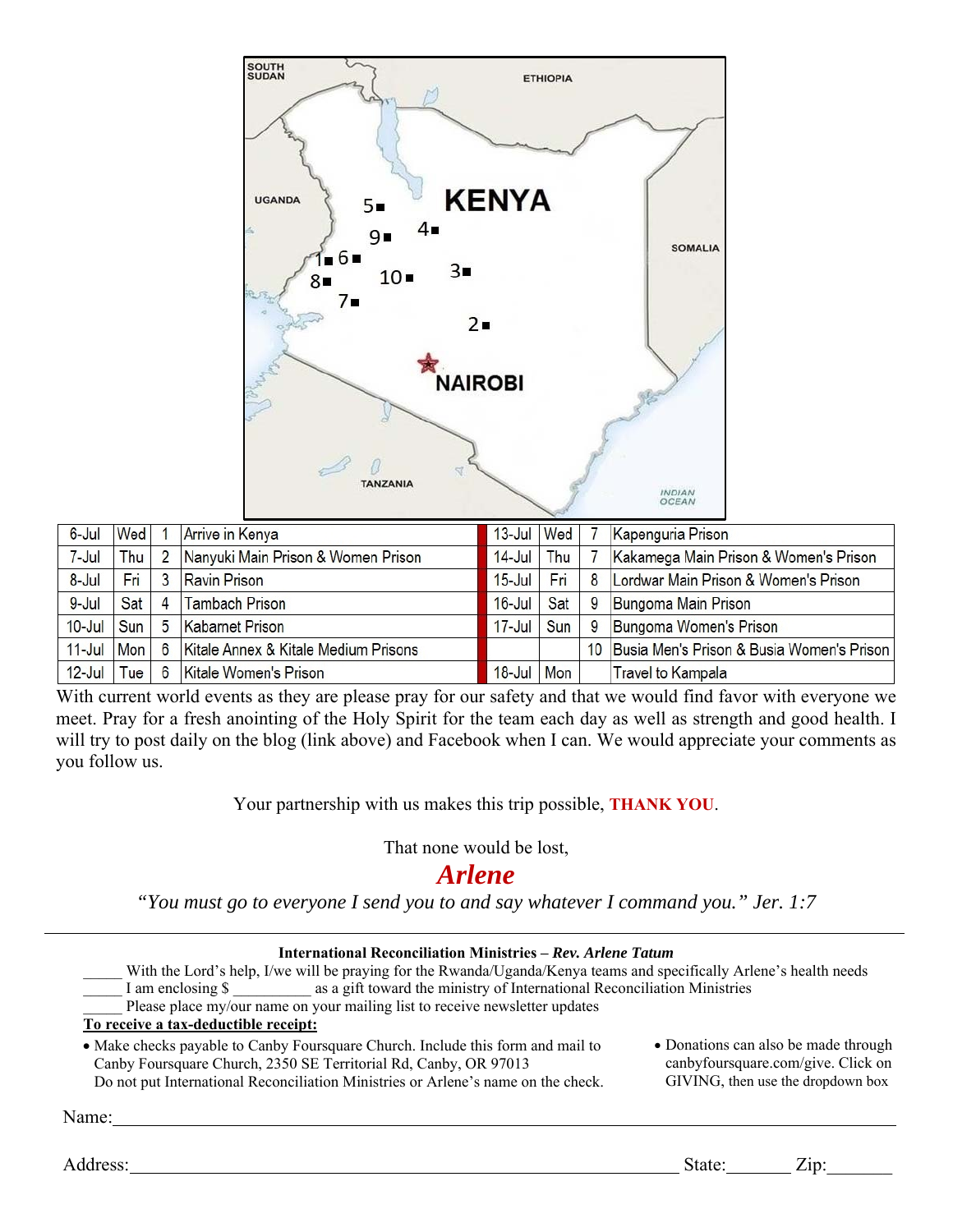SOUTH SUDAN
ETHIOPIA
UGANDA
KENYA
SOMALIA
NAIROBI
TANZANIA
INDIAN OCEAN
1 2 3 4 5 6 7 8 9 10

| | | | | | | | |
|---|---|---|---|---|---|---|---|
| 6-Jul | Wed | 1 | Arrive in Kenya | 13-Jul | Wed | 7 | Kapenguria Prison |
| 7-Jul | Thu | 2 | Nanyuki Main Prison & Women Prison | 14-Jul | Thu | 7 | Kakamega Main Prison & Women's Prison |
| 8-Jul | Fri | 3 | Ravin Prison | 15-Jul | Fri | 8 | Lordwar Main Prison & Women's Prison |
| 9-Jul | Sat | 4 | Tambach Prison | 16-Jul | Sat | 9 | Bungoma Main Prison |
| 10-Jul | Sun | 5 | Kabarnet Prison | 17-Jul | Sun | 9 | Bungoma Women's Prison |
| 11-Jul | Mon | 6 | Kitale Annex & Kitale Medium Prisons | | | 10 | Busia Men's Prison & Busia Women's Prison |
| 12-Jul | Tue | 6 | Kitale Women's Prison | 18-Jul | Mon | | Travel to Kampala |

With current world events as they are please pray for our safety and that we would find favor with everyone we meet. Pray for a fresh anointing of the Holy Spirit for the team each day as well as strength and good health. I will try to post daily on the blog (link above) and Facebook when I can. We would appreciate your comments as you follow us.

Your partnership with us makes this trip possible, **THANK YOU**.

That none would be lost,

***Arlene***

*"You must go to everyone I send you to and say whatever I command you." Jer. 1:7*

---

**International Reconciliation Ministries – *Rev. Arlene Tatum***

_____ With the Lord's help, I/we will be praying for the Rwanda/Uganda/Kenya teams and specifically Arlene's health needs
_____ I am enclosing $ __________ as a gift toward the ministry of International Reconciliation Ministries
_____ Please place my/our name on your mailing list to receive newsletter updates

**To receive a tax-deductible receipt:**

- Make checks payable to Canby Foursquare Church. Include this form and mail to Canby Foursquare Church, 2350 SE Territorial Rd, Canby, OR 97013
  Do not put International Reconciliation Ministries or Arlene's name on the check.
- Donations can also be made through canbyfoursquare.com/give. Click on GIVING, then use the dropdown box

Name:_______________________________________________

Address:_______________________________________ State:_______ Zip:_______